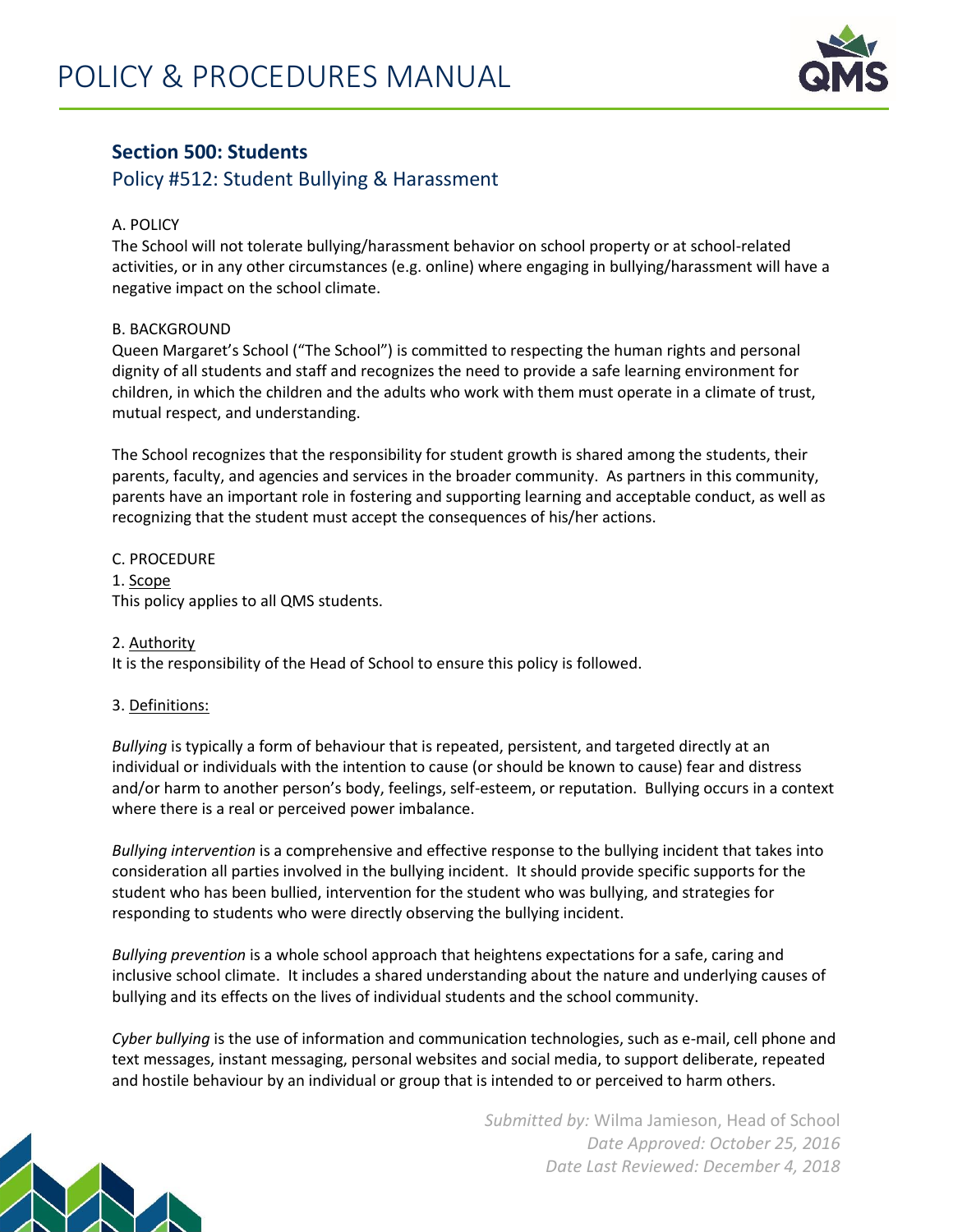# POLICY & PROCEDURES MANUAL

## Section 500: Students

### Policy #512: Student Bullying & Harassment

A. POLICY

The School will not tolerate bullying/harassment behavior on school property or at school-related activities, or in any other circumstances (e.g. online) where engaging in bullying/harassment will have a negative impact on the school climate.

B. BACKGROUND

Queen Margaret's School ("The School") is committed to respecting the human rights and personal dignity of all students and staff and recognizes the need to provide a safe learning environment for children, in which the children and the adults who work with them must operate in a climate of trust, mutual respect, and understanding.

The School recognizes that the responsibility for student growth is shared among the students, their parents, faculty, and agencies and services in the broader community. As partners in this community, parents have an important role in fostering and supporting learning and acceptable conduct, as well as recognizing that the student must accept the consequences of his/her actions.

C. PROCEDURE

1. Scope

This policy applies to all QMS students.

2. Authority

It is the responsibility of the Head of School to ensure this policy is followed.

3. Definitions:

*Bullying* is typically a form of behaviour that is repeated, persistent, and targeted directly at an individual or individuals with the intention to cause (or should be known to cause) fear and distress and/or harm to another person's body, feelings, self-esteem, or reputation. Bullying occurs in a context where there is a real or perceived power imbalance.

*Bullying intervention* is a comprehensive and effective response to the bullying incident that takes into consideration all parties involved in the bullying incident. It should provide specific supports for the student who has been bullied, intervention for the student who was bullying, and strategies for responding to students who were directly observing the bullying incident.

*Bullying prevention* is a whole school approach that heightens expectations for a safe, caring and inclusive school climate. It includes a shared understanding about the nature and underlying causes of bullying and its effects on the lives of individual students and the school community.

*Cyber bullying* is the use of information and communication technologies, such as e-mail, cell phone and text messages, instant messaging, personal websites and social media, to support deliberate, repeated and hostile behaviour by an individual or group that is intended to or perceived to harm others.

*Submitted by:* Wilma Jamieson, Head of School
*Date Approved: October 25, 2016*
*Date Last Reviewed: December 4, 2018*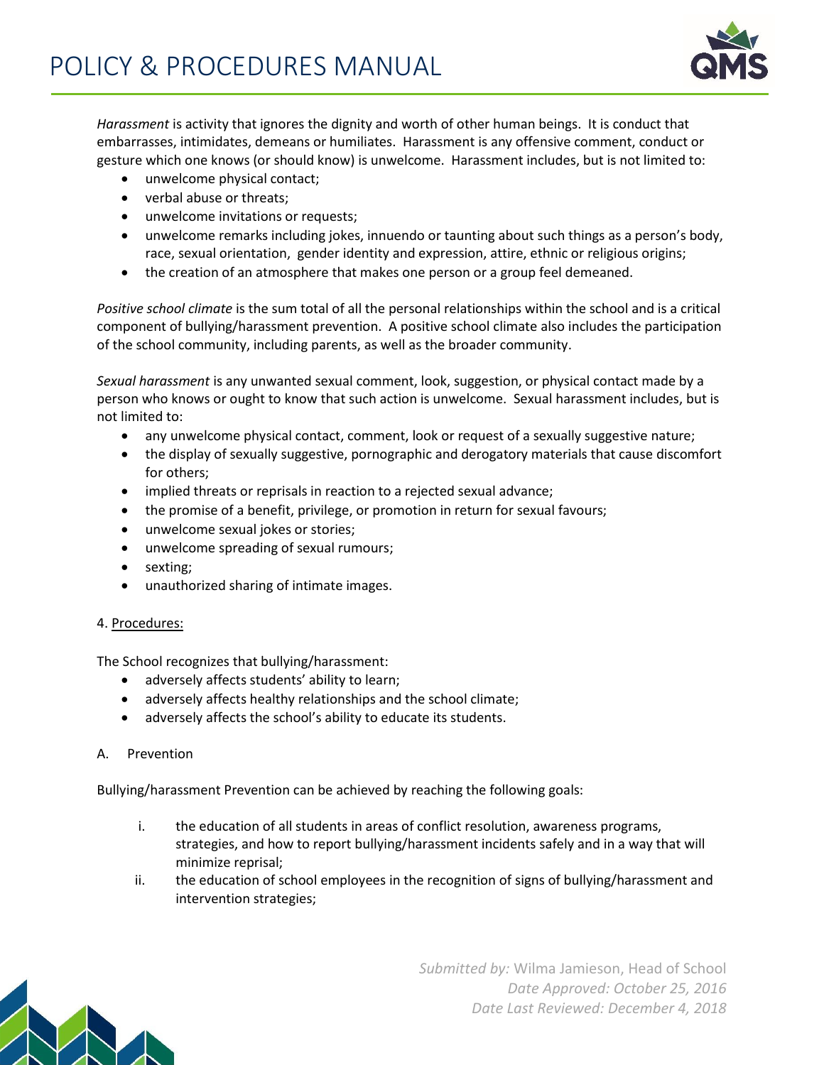*Harassment* is activity that ignores the dignity and worth of other human beings. It is conduct that embarrasses, intimidates, demeans or humiliates. Harassment is any offensive comment, conduct or gesture which one knows (or should know) is unwelcome. Harassment includes, but is not limited to:

- unwelcome physical contact;
- verbal abuse or threats;
- unwelcome invitations or requests;
- unwelcome remarks including jokes, innuendo or taunting about such things as a person's body, race, sexual orientation, gender identity and expression, attire, ethnic or religious origins;
- the creation of an atmosphere that makes one person or a group feel demeaned.

*Positive school climate* is the sum total of all the personal relationships within the school and is a critical component of bullying/harassment prevention. A positive school climate also includes the participation of the school community, including parents, as well as the broader community.

*Sexual harassment* is any unwanted sexual comment, look, suggestion, or physical contact made by a person who knows or ought to know that such action is unwelcome. Sexual harassment includes, but is not limited to:

- any unwelcome physical contact, comment, look or request of a sexually suggestive nature;
- the display of sexually suggestive, pornographic and derogatory materials that cause discomfort for others;
- implied threats or reprisals in reaction to a rejected sexual advance;
- the promise of a benefit, privilege, or promotion in return for sexual favours;
- unwelcome sexual jokes or stories;
- unwelcome spreading of sexual rumours;
- sexting;
- unauthorized sharing of intimate images.

4. Procedures:

The School recognizes that bullying/harassment:

- adversely affects students' ability to learn;
- adversely affects healthy relationships and the school climate;
- adversely affects the school's ability to educate its students.

A. Prevention

Bullying/harassment Prevention can be achieved by reaching the following goals:

i. the education of all students in areas of conflict resolution, awareness programs, strategies, and how to report bullying/harassment incidents safely and in a way that will minimize reprisal;

ii. the education of school employees in the recognition of signs of bullying/harassment and intervention strategies;

*Submitted by:* Wilma Jamieson, Head of School
*Date Approved: October 25, 2016*
*Date Last Reviewed: December 4, 2018*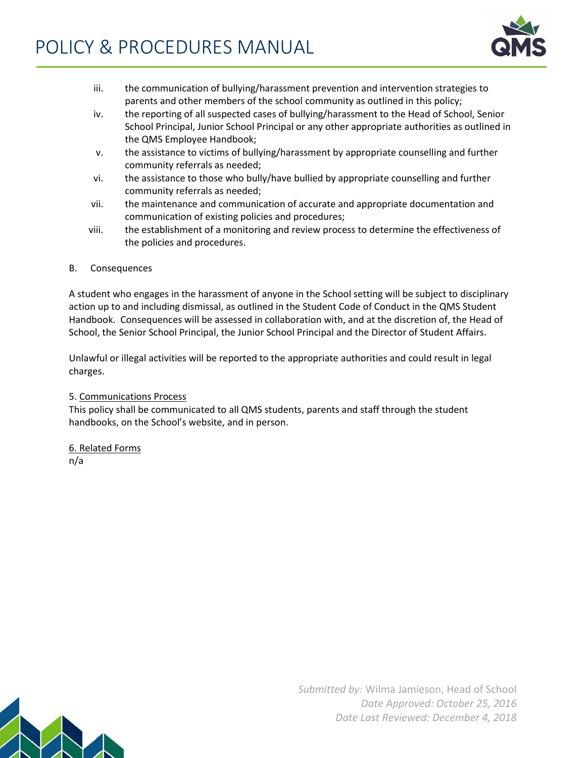iii. the communication of bullying/harassment prevention and intervention strategies to parents and other members of the school community as outlined in this policy;
iv. the reporting of all suspected cases of bullying/harassment to the Head of School, Senior School Principal, Junior School Principal or any other appropriate authorities as outlined in the QMS Employee Handbook;
v. the assistance to victims of bullying/harassment by appropriate counselling and further community referrals as needed;
vi. the assistance to those who bully/have bullied by appropriate counselling and further community referrals as needed;
vii. the maintenance and communication of accurate and appropriate documentation and communication of existing policies and procedures;
viii. the establishment of a monitoring and review process to determine the effectiveness of the policies and procedures.

B. Consequences

A student who engages in the harassment of anyone in the School setting will be subject to disciplinary action up to and including dismissal, as outlined in the Student Code of Conduct in the QMS Student Handbook. Consequences will be assessed in collaboration with, and at the discretion of, the Head of School, the Senior School Principal, the Junior School Principal and the Director of Student Affairs.

Unlawful or illegal activities will be reported to the appropriate authorities and could result in legal charges.

5. <u>Communications Process</u>
This policy shall be communicated to all QMS students, parents and staff through the student handbooks, on the School's website, and in person.

6. <u>Related Forms</u>
n/a

*Submitted by:* Wilma Jamieson, Head of School
*Date Approved: October 25, 2016*
*Date Last Reviewed: December 4, 2018*